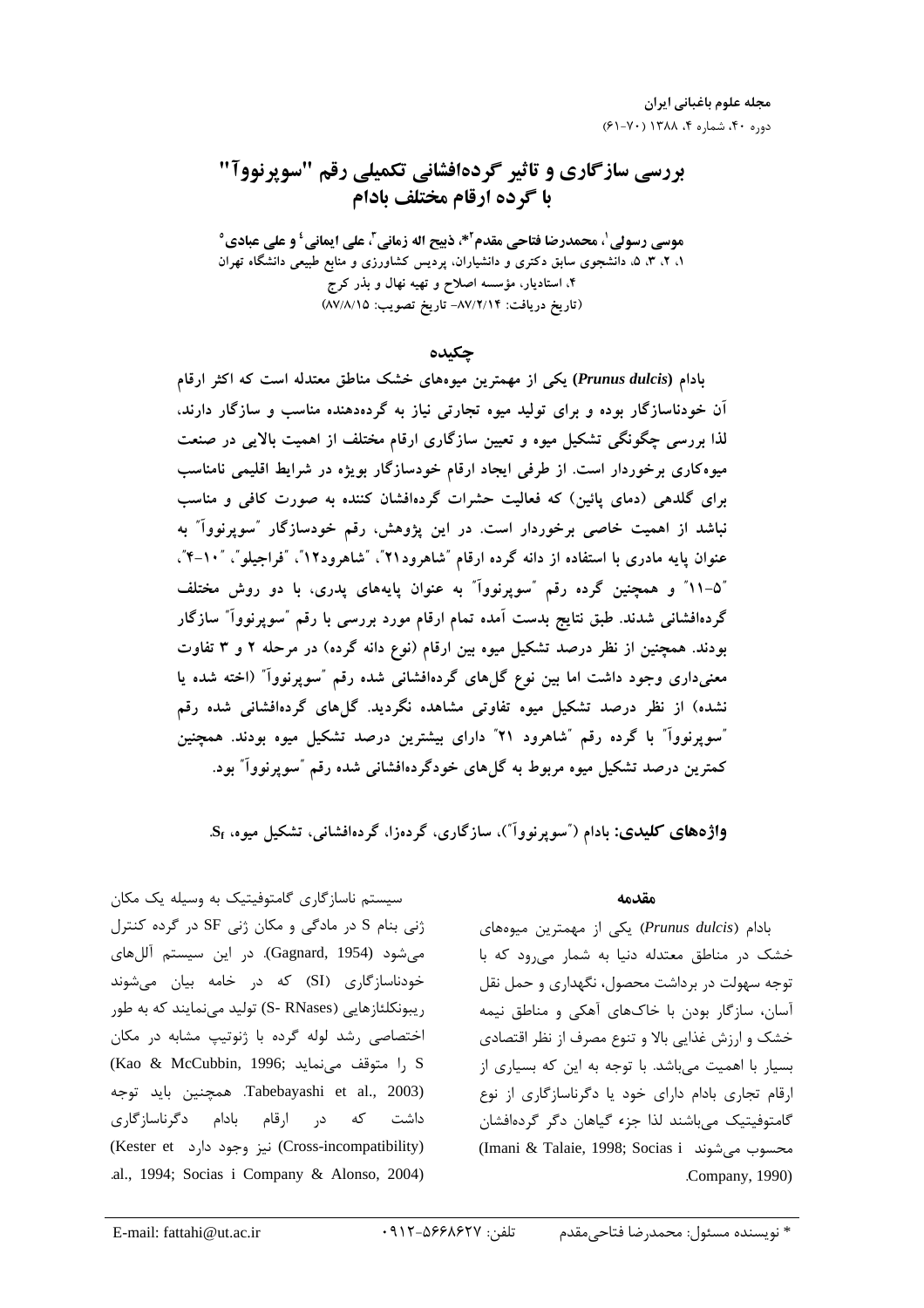# بررسی سازگاری و تاثیر گرده‌افشانی تکمیلی رقم "سوپرنووآ" با گرده ارقام مختلف بادام

**موسی رسولی[1]، محمدرضا فتاحی مقدم[2]*، ذبیح اله زمانی[3]، علی ایمانی[4] و علی عبادی[5]**

۱، ۲، ۳، ۵، دانشجوی سابق دکتری و دانشیاران، پردیس کشاورزی و منابع طبیعی دانشگاه تهران

۴، استادیار، مؤسسه اصلاح و تهیه نهال و بذر کرج

(تاریخ دریافت: ۸۷/۲/۱۴- تاریخ تصویب: ۸۷/۸/۱۵)

## چکیده

**بادام (*Prunus dulcis*) یکی از مهمترین میوه‌های خشک مناطق معتدله است که اکثر ارقام آن خودناسازگار بوده و برای تولید میوه تجارتی نیاز به گرده‌دهنده مناسب و سازگار دارند، لذا بررسی چگونگی تشکیل میوه و تعیین سازگاری ارقام مختلف از اهمیت بالایی در صنعت میوه‌کاری برخوردار است. از طرفی ایجاد ارقام خودسازگار بویژه در شرایط اقلیمی نامناسب برای گلدهی (دمای پائین) که فعالیت حشرات گرده‌افشان کننده به صورت کافی و مناسب نباشد از اهمیت خاصی برخوردار است. در این پژوهش، رقم خودسازگار "سوپرنووآ" به عنوان پایه مادری با استفاده از دانه گرده ارقام "شاهرود۲۱"، "شاهرود۱۲"، "فراجیلو"، "۱۰-۴"، "۵-۱۱" و همچنین گرده رقم "سوپرنووآ" به عنوان پایه‌های پدری، با دو روش مختلف گرده‌افشانی شدند. طبق نتایج بدست آمده تمام ارقام مورد بررسی با رقم "سوپرنووآ" سازگار بودند. همچنین از نظر درصد تشکیل میوه بین ارقام (نوع دانه گرده) در مرحله ۲ و ۳ تفاوت معنی‌داری وجود داشت اما بین نوع گل‌های گرده‌افشانی شده رقم "سوپرنووآ" (اخته شده یا نشده) از نظر درصد تشکیل میوه تفاوتی مشاهده نگردید. گل‌های گرده‌افشانی شده رقم "سوپرنووآ" با گرده رقم "شاهرود ۲۱" دارای بیشترین درصد تشکیل میوه بودند. همچنین کمترین درصد تشکیل میوه مربوط به گل‌های خودگرده‌افشانی شده رقم "سوپرنووآ" بود.**

**واژه‌های کلیدی:** بادام ("سوپرنووآ")، سازگاری، گرده‌زا، گرده‌افشانی، تشکیل میوه، $S_f$.

## مقدمه

بادام (*Prunus dulcis*) یکی از مهمترین میوه‌های خشک در مناطق معتدله دنیا به شمار می‌رود که با توجه سهولت در برداشت محصول، نگهداری و حمل نقل آسان، سازگار بودن با خاک‌های آهکی و مناطق نیمه خشک و ارزش غذایی بالا و تنوع مصرف از نظر اقتصادی بسیار با اهمیت می‌باشد. با توجه به این که بسیاری از ارقام تجاری بادام دارای خود یا دگرناسازگاری از نوع گامتوفیتیک می‌باشند لذا جزء گیاهان دگر گرده‌افشان محسوب می‌شوند (Imani & Talaie, 1998; Socias i Company, 1990).

سیستم ناسازگاری گامتوفیتیک به وسیله یک مکان ژنی بنام S در مادگی و مکان ژنی SF در گرده کنترل می‌شود (Gagnard, 1954). در این سیستم آلل‌های خودناسازگاری (SI) که در خامه بیان می‌شوند ریبونکلئازهایی (S- RNases) تولید می‌نمایند که به طور اختصاصی رشد لوله گرده با ژنوتیپ مشابه در مکان S را متوقف می‌نماید (Kao & McCubbin, 1996; Tabebayashi et al., 2003). همچنین باید توجه داشت که در ارقام بادام دگرناسازگاری (Cross-incompatibility) نیز وجود دارد (Kester et al., 1994; Socias i Company & Alonso, 2004).

\* نویسنده مسئول: محمدرضا فتاحی‌مقدم تلفن: ۰۹۱۲-۵۶۶۸۶۲۷ E-mail: fattahi@ut.ac.ir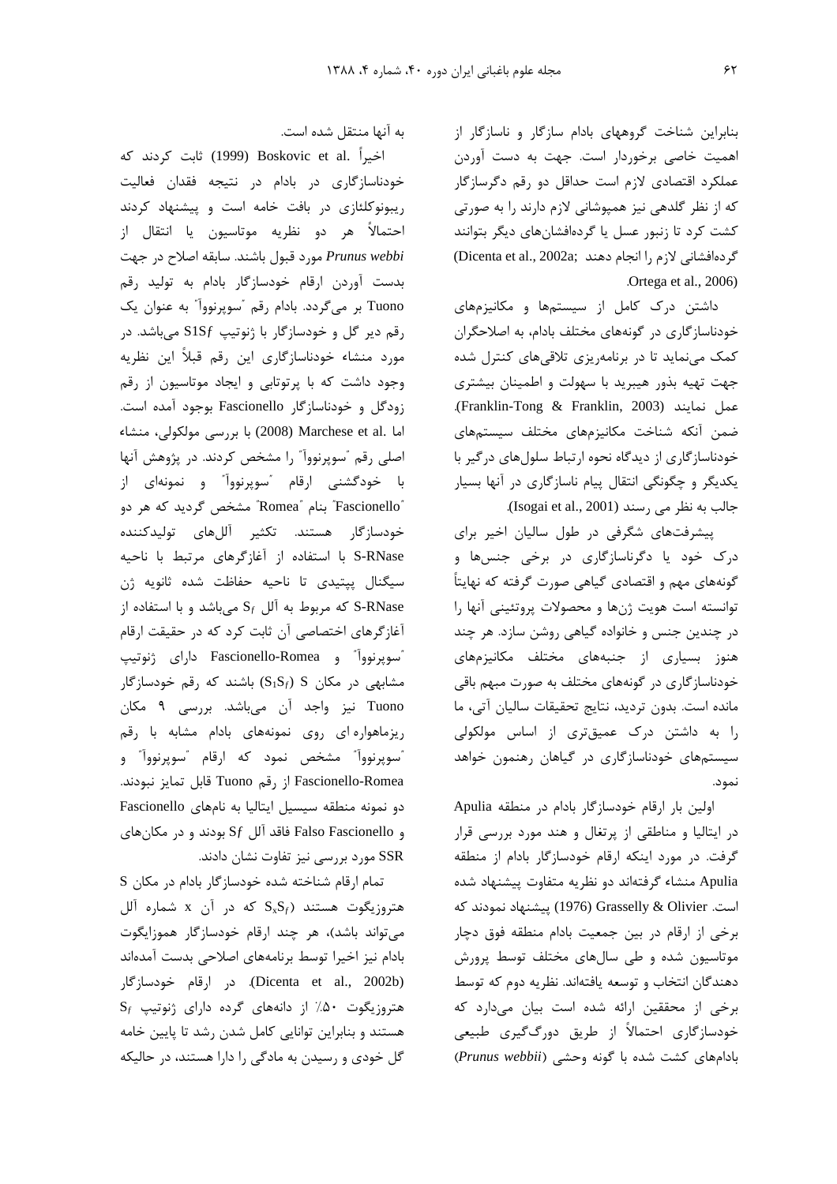بنابراین شناخت گروههای بادام سازگار و ناسازگار از اهمیت خاصی برخوردار است. جهت به دست آوردن عملکرد اقتصادی لازم است حداقل دو رقم دگرسازگار که از نظر گلدهی نیز همپوشانی لازم دارند را به صورتی کشت کرد تا زنبور عسل یا گرده‌افشان‌های دیگر بتوانند گرده‌افشانی لازم را انجام دهند (Dicenta et al., 2002a; Ortega et al., 2006).

داشتن درک کامل از سیستم‌ها و مکانیزم‌های خودناسازگاری در گونه‌های مختلف بادام، به اصلاحگران کمک می‌نماید تا در برنامه‌ریزی تلاقی‌های کنترل شده جهت تهیه بذور هیبرید با سهولت و اطمینان بیشتری عمل نمایند (Franklin-Tong & Franklin, 2003). ضمن آنکه شناخت مکانیزم‌های مختلف سیستم‌های خودناسازگاری از دیدگاه نحوه ارتباط سلول‌های درگیر با یکدیگر و چگونگی انتقال پیام ناسازگاری در آنها بسیار جالب به نظر می رسند (Isogai et al., 2001).

پیشرفت‌های شگرفی در طول سالیان اخیر برای درک خود یا دگرناسازگاری در برخی جنس‌ها و گونه‌های مهم و اقتصادی گیاهی صورت گرفته که نهایتاً توانسته است هویت ژن‌ها و محصولات پروتئینی آنها را در چندین جنس و خانواده گیاهی روشن سازد. هر چند هنوز بسیاری از جنبه‌های مختلف مکانیزم‌های خودناسازگاری در گونه‌های مختلف به صورت مبهم باقی مانده است. بدون تردید، نتایج تحقیقات سالیان آتی، ما را به داشتن درک عمیق‌تری از اساس مولکولی سیستم‌های خودناسازگاری در گیاهان رهنمون خواهد نمود.

اولین بار ارقام خودسازگار بادام در منطقه Apulia در ایتالیا و مناطقی از پرتغال و هند مورد بررسی قرار گرفت. در مورد اینکه ارقام خودسازگار بادام از منطقه Apulia منشاء گرفته‌اند دو نظریه متفاوت پیشنهاد شده است. Grasselly & Olivier (1976) پیشنهاد نمودند که برخی از ارقام در بین جمعیت بادام منطقه فوق دچار موتاسیون شده و طی سال‌های مختلف توسط پرورش دهندگان انتخاب و توسعه یافته‌اند. نظریه دوم که توسط برخی از محققین ارائه شده است بیان می‌دارد که خودسازگاری احتمالاً از طریق دورگ‌گیری طبیعی بادام‌های کشت شده با گونه وحشی (*Prunus webbii*) به آنها منتقل شده است.

اخیراً Boskovic et al. (1999) ثابت کردند که خودناسازگاری در بادام در نتیجه فقدان فعالیت ریبونوکلئازی در بافت خامه است و پیشنهاد کردند احتمالاً هر دو نظریه موتاسیون یا انتقال از *Prunus webbi* مورد قبول باشند. سابقه اصلاح در جهت بدست آوردن ارقام خودسازگار بادام به تولید رقم Tuono بر می‌گردد. بادام رقم "سوپرنووا" به عنوان یک رقم دیر گل و خودسازگار با ژنوتیپ $S1Sf$ می‌باشد. در مورد منشاء خودناسازگاری این رقم قبلاً این نظریه وجود داشت که با پرتوتابی و ایجاد موتاسیون از رقم زودگل و خودناسازگار Fascionello بوجود آمده است. اما Marchese et al. (2008) با بررسی مولکولی، منشاء اصلی رقم "سوپرنووا" را مشخص کردند. در پژوهش آنها با خودگشنی ارقام "سوپرنووا" و نمونه‌ای از "Fascionello" بنام "Romea" مشخص گردید که هر دو خودسازگار هستند. تکثیر آلل‌های تولیدکننده S-RNase با استفاده از آغازگرهای مرتبط با ناحیه سیگنال پپتیدی تا ناحیه حفاظت شده ثانویه ژن S-RNase که مربوط به آلل $S_f$ می‌باشد و با استفاده از آغازگرهای اختصاصی آن ثابت کرد که در حقیقت ارقام "سوپرنووا" و Fascionello-Romea دارای ژنوتیپ مشابهی در مکان S ($S_1S_f$) باشند که رقم خودسازگار Tuono نیز واجد آن می‌باشد. بررسی ۹ مکان ریزماهواره ای روی نمونه‌های بادام مشابه با رقم "سوپرنووا" مشخص نمود که ارقام "سوپرنووا" و Fascionello-Romea از رقم Tuono قابل تمایز نبودند. دو نمونه منطقه سیسیل ایتالیا به نام‌های Fascionello و Falso Fascionello فاقد آلل $Sf$ بودند و در مکان‌های SSR مورد بررسی نیز تفاوت نشان دادند.

تمام ارقام شناخته شده خودسازگار بادام در مکان S هتروزیگوت هستند ($S_xS_f$ که در آن x شماره آلل می‌تواند باشد)، هر چند ارقام خودسازگار هموزایگوت بادام نیز اخیرا توسط برنامه‌های اصلاحی بدست آمده‌اند (Dicenta et al., 2002b). در ارقام خودسازگار هتروزیگوت ۵۰٪ از دانه‌های گرده دارای ژنوتیپ $S_f$ هستند و بنابراین توانایی کامل شدن رشد تا پایین خامه گل خودی و رسیدن به مادگی را دارا هستند، در حالیکه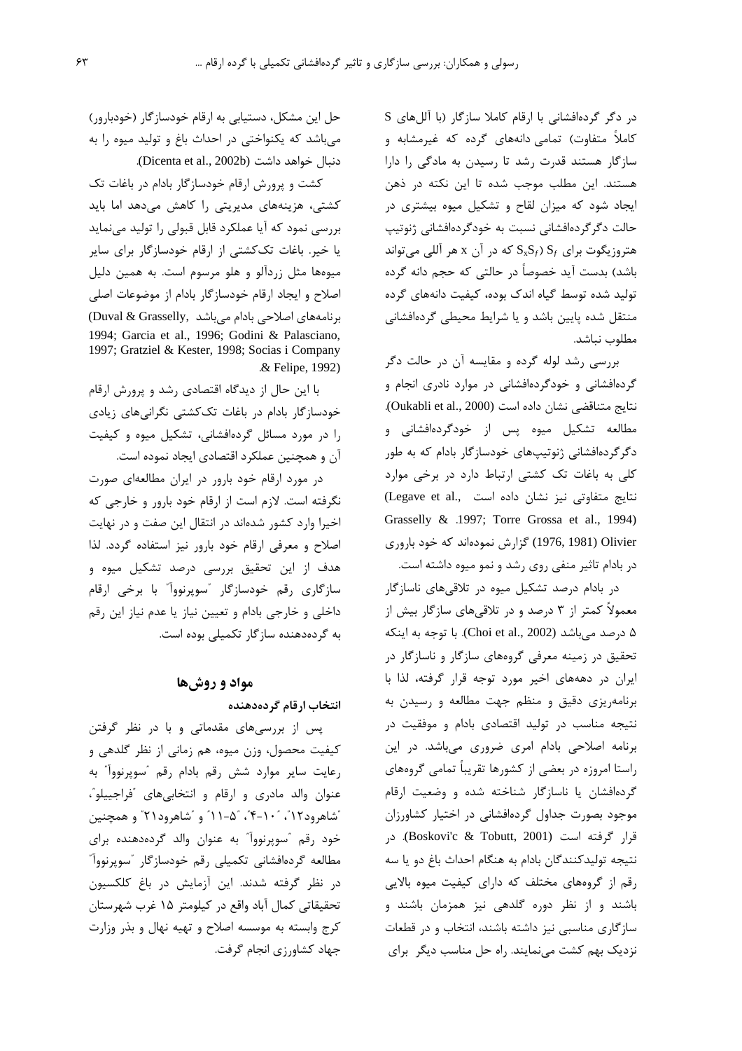در دگر گرده‌افشانی با ارقام کاملا سازگار (با آلل‌های S کاملاً متفاوت) تمامی دانه‌های گرده که غیرمشابه و سازگار هستند قدرت رشد تا رسیدن به مادگی را دارا هستند. این مطلب موجب شده تا این نکته در ذهن ایجاد شود که میزان لقاح و تشکیل میوه بیشتری در حالت دگرگرده‌افشانی نسبت به خودگرده‌افشانی ژنوتیپ هتروزیگوت برای $S_f$ ($S_xS_f$ که در آن x هر آللی می‌تواند باشد) بدست آید خصوصاً در حالتی که حجم دانه گرده تولید شده توسط گیاه اندک بوده، کیفیت دانه‌های گرده منتقل شده پایین باشد و یا شرایط محیطی گرده‌افشانی مطلوب نباشد.

بررسی رشد لوله گرده و مقایسه آن در حالت دگر گرده‌افشانی و خودگرده‌افشانی در موارد نادری انجام و نتایج متناقضی نشان داده است (Oukabli et al., 2000). مطالعه تشکیل میوه پس از خودگرده‌افشانی و دگرگرده‌افشانی ژنوتیپ‌های خودسازگار بادام که به طور کلی به باغات تک کشتی ارتباط دارد در برخی موارد نتایج متفاوتی نیز نشان داده است (Legave et al., 1997; Torre Grossa et al., 1994 & Grasselly). Olivier (1976, 1981) گزارش نموده‌اند که خود باروری در بادام تاثیر منفی روی رشد و نمو میوه داشته است.

در بادام درصد تشکیل میوه در تلاقی‌های ناسازگار معمولاً کمتر از ۳ درصد و در تلاقی‌های سازگار بیش از ۵ درصد می‌باشد (Choi et al., 2002). با توجه به اینکه تحقیق در زمینه معرفی گروه‌های سازگار و ناسازگار در ایران در دهه‌های اخیر مورد توجه قرار گرفته، لذا با برنامه‌ریزی دقیق و منظم جهت مطالعه و رسیدن به نتیجه مناسب در تولید اقتصادی بادام و موفقیت در برنامه اصلاحی بادام امری ضروری می‌باشد. در این راستا امروزه در بعضی از کشورها تقریباً تمامی گروه‌های گرده‌افشان یا ناسازگار شناخته شده و وضعیت ارقام موجود بصورت جداول گرده‌افشانی در اختیار کشاورزان قرار گرفته است (Boskovi'c & Tobutt, 2001). در نتیجه تولیدکنندگان بادام به هنگام احداث باغ دو یا سه رقم از گروه‌های مختلف که دارای کیفیت میوه بالایی باشند و از نظر دوره گلدهی نیز همزمان باشند و سازگاری مناسبی نیز داشته باشند، انتخاب و در قطعات نزدیک بهم کشت می‌نمایند. راه حل مناسب دیگر برای حل این مشکل، دستیابی به ارقام خودسازگار (خودبارور) می‌باشد که یکنواختی در احداث باغ و تولید میوه را به دنبال خواهد داشت (Dicenta et al., 2002b).

کشت و پرورش ارقام خودسازگار بادام در باغات تک کشتی، هزینه‌های مدیریتی را کاهش می‌دهد اما باید بررسی نمود که آیا عملکرد قابل قبولی را تولید می‌نماید یا خیر. باغات تک‌کشتی از ارقام خودسازگار برای سایر میوه‌ها مثل زردآلو و هلو مرسوم است. به همین دلیل اصلاح و ایجاد ارقام خودسازگار بادام از موضوعات اصلی برنامه‌های اصلاحی بادام می‌باشد (Duval & Grasselly, 1994; Garcia et al., 1996; Godini & Palasciano, 1997; Gratziel & Kester, 1998; Socias i Company & Felipe, 1992).

با این حال از دیدگاه اقتصادی رشد و پرورش ارقام خودسازگار بادام در باغات تک‌کشتی نگرانی‌های زیادی را در مورد مسائل گرده‌افشانی، تشکیل میوه و کیفیت آن و همچنین عملکرد اقتصادی ایجاد نموده است.

در مورد ارقام خود بارور در ایران مطالعه‌ای صورت نگرفته است. لازم است از ارقام خود بارور و خارجی که اخیرا وارد کشور شده‌اند در انتقال این صفت و در نهایت اصلاح و معرفی ارقام خود بارور نیز استفاده گردد. لذا هدف از این تحقیق بررسی درصد تشکیل میوه و سازگاری رقم خودسازگار "سوپرنووا" با برخی ارقام داخلی و خارجی بادام و تعیین نیاز یا عدم نیاز این رقم به گرده‌دهنده سازگار تکمیلی بوده است.

## مواد و روش‌ها

### انتخاب ارقام گرده‌دهنده

پس از بررسی‌های مقدماتی و با در نظر گرفتن کیفیت محصول، وزن میوه، هم زمانی از نظر گلدهی و رعایت سایر موارد شش رقم بادام رقم "سوپرنووا" به عنوان والد مادری و ارقام و انتخابی‌های "فراجیلیو"، "شاهرود۱۲"، "۱۰-۴"، "۵-۱۱" و "شاهرود۲۱" و همچنین خود رقم "سوپرنووا" به عنوان والد گرده‌دهنده برای مطالعه گرده‌افشانی تکمیلی رقم خودسازگار "سوپرنووا" در نظر گرفته شدند. این آزمایش در باغ کلکسیون تحقیقاتی کمال آباد واقع در کیلومتر ۱۵ غرب شهرستان کرج وابسته به موسسه اصلاح و تهیه نهال و بذر وزارت جهاد کشاورزی انجام گرفت.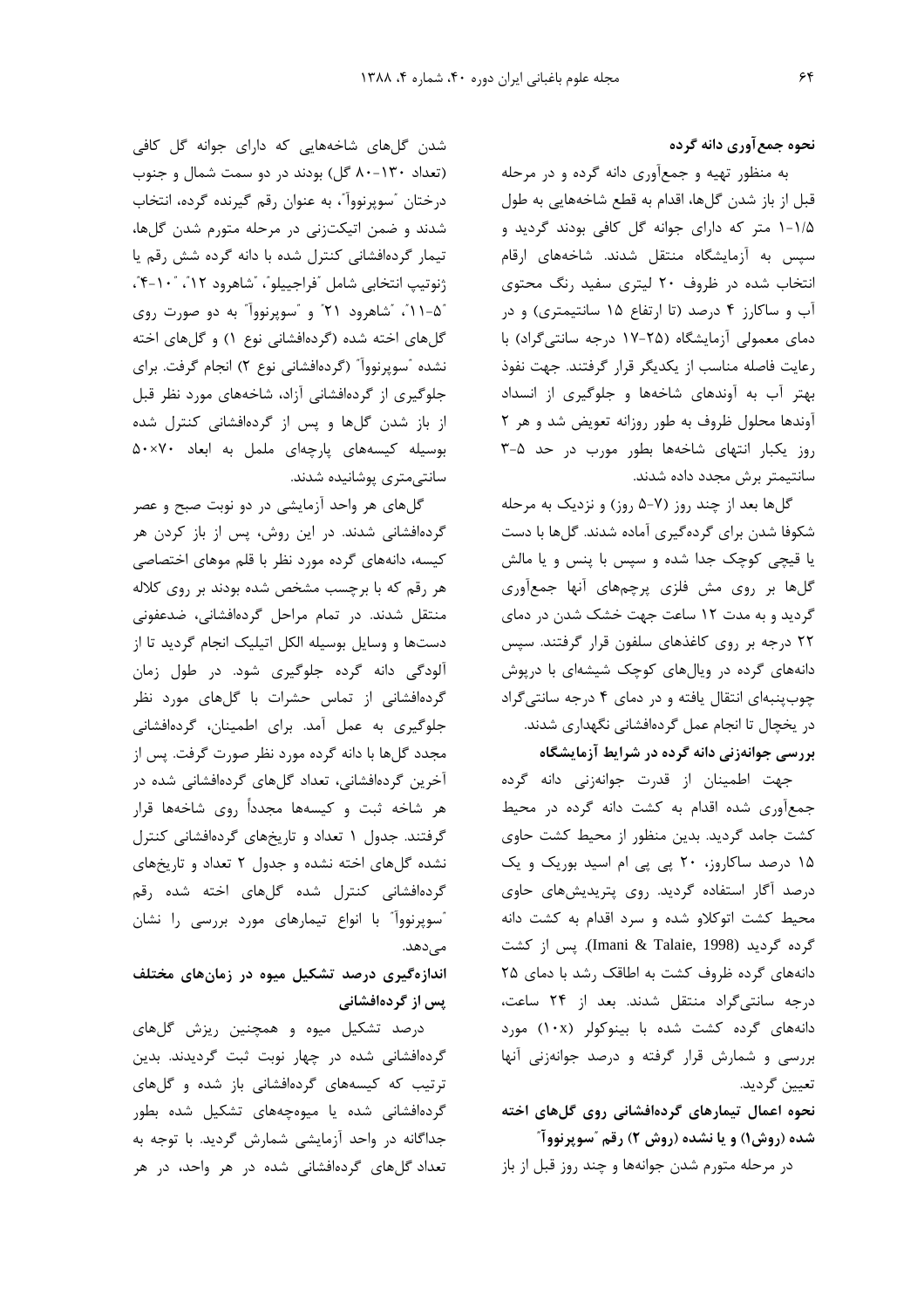**نحوه جمع‌آوری دانه گرده**

به منظور تهیه و جمع‌آوری دانه گرده و در مرحله قبل از باز شدن گل‌ها، اقدام به قطع شاخه‌هایی به طول ۱/۵-۱ متر که دارای جوانه گل کافی بودند گردید و سپس به آزمایشگاه منتقل شدند. شاخه‌های ارقام انتخاب شده در ظروف ۲۰ لیتری سفید رنگ محتوی آب و ساکارز ۴ درصد (تا ارتفاع ۱۵ سانتیمتری) و در دمای معمولی آزمایشگاه (۲۵-۱۷ درجه سانتی‌گراد) با رعایت فاصله مناسب از یکدیگر قرار گرفتند. جهت نفوذ بهتر آب به آوندهای شاخه‌ها و جلوگیری از انسداد آوندها محلول ظروف به طور روزانه تعویض شد و هر ۲ روز یکبار انتهای شاخه‌ها بطور مورب در حد ۵-۳ سانتیمتر برش مجدد داده شدند.

گل‌ها بعد از چند روز (۷-۵ روز) و نزدیک به مرحله شکوفا شدن برای گرده‌گیری آماده شدند. گل‌ها با دست یا قیچی کوچک جدا شده و سپس با پنس و یا مالش گل‌ها بر روی مش فلزی پرچم‌های آنها جمع‌آوری گردید و به مدت ۱۲ ساعت جهت خشک شدن در دمای ۲۲ درجه بر روی کاغذهای سلفون قرار گرفتند. سپس دانه‌های گرده در ویال‌های کوچک شیشه‌ای با درپوش چوب‌پنبه‌ای انتقال یافته و در دمای ۴ درجه سانتی‌گراد در یخچال تا انجام عمل گرده‌افشانی نگهداری شدند.

**بررسی جوانه‌زنی دانه گرده در شرایط آزمایشگاه**

جهت اطمینان از قدرت جوانه‌زنی دانه گرده جمع‌آوری شده اقدام به کشت دانه گرده در محیط کشت جامد گردید. بدین منظور از محیط کشت حاوی ۱۵ درصد ساکاروز، ۲۰ پی پی ام اسید بوریک و یک درصد آگار استفاده گردید. روی پتریدیش‌های حاوی محیط کشت اتوکلاو شده و سرد اقدام به کشت دانه گرده گردید (Imani & Talaie, 1998). پس از کشت دانه‌های گرده ظروف کشت به اطاقک رشد با دمای ۲۵ درجه سانتی‌گراد منتقل شدند. بعد از ۲۴ ساعت، دانه‌های گرده کشت شده با بینوکولر (۱۰x) مورد بررسی و شمارش قرار گرفته و درصد جوانه‌زنی آنها تعیین گردید.

**نحوه اعمال تیمارهای گرده‌افشانی روی گل‌های اخته شده (روش۱) و یا نشده (روش ۲) رقم "سوپرنووآ"**

در مرحله متورم شدن جوانه‌ها و چند روز قبل از باز شدن گل‌های شاخه‌هایی که دارای جوانه گل کافی (تعداد ۱۳۰-۸۰ گل) بودند در دو سمت شمال و جنوب درختان "سوپرنووآ"، به عنوان رقم گیرنده گرده، انتخاب شدند و ضمن اتیکت‌زنی در مرحله متورم شدن گل‌ها، تیمار گرده‌افشانی کنترل شده با دانه گرده شش رقم یا ژنوتیپ انتخابی شامل "فراجیبلو"، "شاهرود ۱۲"، "۱۰-۴"، "۵-۱۱"، "شاهرود ۲۱" و "سوپرنووآ" به دو صورت روی گل‌های اخته شده (گرده‌افشانی نوع ۱) و گل‌های اخته نشده "سوپرنووآ" (گرده‌افشانی نوع ۲) انجام گرفت. برای جلوگیری از گرده‌افشانی آزاد، شاخه‌های مورد نظر قبل از باز شدن گل‌ها و پس از گرده‌افشانی کنترل شده بوسیله کیسه‌های پارچه‌ای ململ به ابعاد ۷۰×۵۰ سانتی‌متری پوشانیده شدند.

گل‌های هر واحد آزمایشی در دو نوبت صبح و عصر گرده‌افشانی شدند. در این روش، پس از باز کردن هر کیسه، دانه‌های گرده مورد نظر با قلم موهای اختصاصی هر رقم که با برچسب مشخص شده بودند بر روی کلاله منتقل شدند. در تمام مراحل گرده‌افشانی، ضدعفونی دست‌ها و وسایل بوسیله الکل اتیلیک انجام گردید تا از آلودگی دانه گرده جلوگیری شود. در طول زمان گرده‌افشانی از تماس حشرات با گل‌های مورد نظر جلوگیری به عمل آمد. برای اطمینان، گرده‌افشانی مجدد گل‌ها با دانه گرده مورد نظر صورت گرفت. پس از آخرین گرده‌افشانی، تعداد گل‌های گرده‌افشانی شده در هر شاخه ثبت و کیسه‌ها مجدداً روی شاخه‌ها قرار گرفتند. جدول ۱ تعداد و تاریخ‌های گرده‌افشانی کنترل نشده گل‌های اخته نشده و جدول ۲ تعداد و تاریخ‌های گرده‌افشانی کنترل شده گل‌های اخته شده رقم "سوپرنووآ" با انواع تیمارهای مورد بررسی را نشان می‌دهد.

**اندازه‌گیری درصد تشکیل میوه در زمان‌های مختلف پس از گرده‌افشانی**

درصد تشکیل میوه و همچنین ریزش گل‌های گرده‌افشانی شده در چهار نوبت ثبت گردیدند. بدین ترتیب که کیسه‌های گرده‌افشانی باز شده و گل‌های گرده‌افشانی شده یا میوه‌چه‌های تشکیل شده بطور جداگانه در واحد آزمایشی شمارش گردید. با توجه به تعداد گل‌های گرده‌افشانی شده در هر واحد، در هر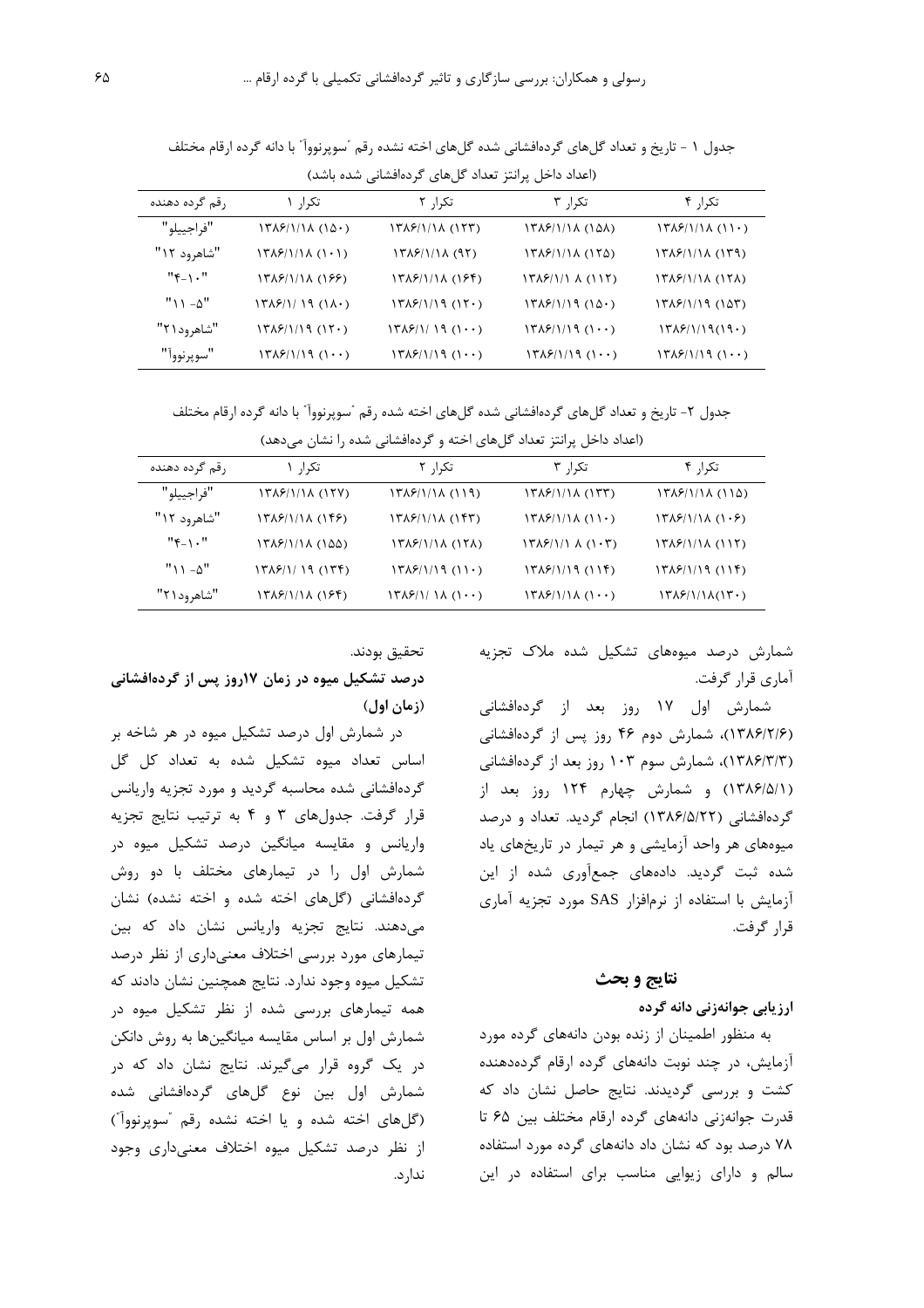جدول ۱ - تاریخ و تعداد گل‌های گرده‌افشانی شده گل‌های اخته نشده رقم "سوپرنووآ" با دانه گرده ارقام مختلف (اعداد داخل پرانتز تعداد گل‌های گرده‌افشانی شده باشد)

| رقم گرده دهنده | تکرار ۱ | تکرار ۲ | تکرار ۳ | تکرار ۴ |
|---|---|---|---|---|
| "فراجیلو" | ۱۳۸۶/۱/۱۸ (۱۵۰) | ۱۳۸۶/۱/۱۸ (۱۲۳) | ۱۳۸۶/۱/۱۸ (۱۵۸) | ۱۳۸۶/۱/۱۸ (۱۱۰) |
| "شاهرود ۱۲" | ۱۳۸۶/۱/۱۸ (۱۰۱) | ۱۳۸۶/۱/۱۸ (۹۲) | ۱۳۸۶/۱/۱۸ (۱۲۵) | ۱۳۸۶/۱/۱۸ (۱۳۹) |
| "۴-۱۰" | ۱۳۸۶/۱/۱۸ (۱۶۶) | ۱۳۸۶/۱/۱۸ (۱۶۴) | ۱۳۸۶/۱/۱ ۸ (۱۱۲) | ۱۳۸۶/۱/۱۸ (۱۲۸) |
| "۱۱ -۵" | ۱۳۸۶/۱/ ۱۹ (۱۸۰) | ۱۳۸۶/۱/۱۹ (۱۲۰) | ۱۳۸۶/۱/۱۹ (۱۵۰) | ۱۳۸۶/۱/۱۹ (۱۵۳) |
| "شاهرود۲۱" | ۱۳۸۶/۱/۱۹ (۱۲۰) | ۱۳۸۶/۱/ ۱۹ (۱۰۰) | ۱۳۸۶/۱/۱۹ (۱۰۰) | ۱۳۸۶/۱/۱۹(۱۹۰) |
| "سوپرنووآ" | ۱۳۸۶/۱/۱۹ (۱۰۰) | ۱۳۸۶/۱/۱۹ (۱۰۰) | ۱۳۸۶/۱/۱۹ (۱۰۰) | ۱۳۸۶/۱/۱۹ (۱۰۰) |

جدول ۲- تاریخ و تعداد گل‌های گرده‌افشانی شده گل‌های اخته شده رقم "سوپرنووآ" با دانه گرده ارقام مختلف (اعداد داخل پرانتز تعداد گل‌های اخته و گرده‌افشانی شده را نشان می‌دهد)

| رقم گرده دهنده | تکرار ۱ | تکرار ۲ | تکرار ۳ | تکرار ۴ |
|---|---|---|---|---|
| "فراجیلو" | ۱۳۸۶/۱/۱۸ (۱۲۷) | ۱۳۸۶/۱/۱۸ (۱۱۹) | ۱۳۸۶/۱/۱۸ (۱۳۳) | ۱۳۸۶/۱/۱۸ (۱۱۵) |
| "شاهرود ۱۲" | ۱۳۸۶/۱/۱۸ (۱۴۶) | ۱۳۸۶/۱/۱۸ (۱۴۳) | ۱۳۸۶/۱/۱۸ (۱۱۰) | ۱۳۸۶/۱/۱۸ (۱۰۶) |
| "۴-۱۰" | ۱۳۸۶/۱/۱۸ (۱۵۵) | ۱۳۸۶/۱/۱۸ (۱۲۸) | ۱۳۸۶/۱/۱ ۸ (۱۰۳) | ۱۳۸۶/۱/۱۸ (۱۱۲) |
| "۱۱ -۵" | ۱۳۸۶/۱/ ۱۹ (۱۳۴) | ۱۳۸۶/۱/۱۹ (۱۱۰) | ۱۳۸۶/۱/۱۹ (۱۱۴) | ۱۳۸۶/۱/۱۹ (۱۱۴) |
| "شاهرود۲۱" | ۱۳۸۶/۱/۱۸ (۱۶۴) | ۱۳۸۶/۱/ ۱۸ (۱۰۰) | ۱۳۸۶/۱/۱۸ (۱۰۰) | ۱۳۸۶/۱/۱۸(۱۳۰) |

شمارش درصد میوه‌های تشکیل شده ملاک تجزیه آماری قرار گرفت.

شمارش اول ۱۷ روز بعد از گرده‌افشانی (۱۳۸۶/۲/۶)، شمارش دوم ۴۶ روز پس از گرده‌افشانی (۱۳۸۶/۳/۳)، شمارش سوم ۱۰۳ روز بعد از گرده‌افشانی (۱۳۸۶/۵/۱) و شمارش چهارم ۱۲۴ روز بعد از گرده‌افشانی (۱۳۸۶/۵/۲۲) انجام گردید. تعداد و درصد میوه‌های هر واحد آزمایشی و هر تیمار در تاریخ‌های یاد شده ثبت گردید. داده‌های جمع‌آوری شده از این آزمایش با استفاده از نرم‌افزار SAS مورد تجزیه آماری قرار گرفت.

## نتایج و بحث

### ارزیابی جوانه‌زنی دانه گرده

به منظور اطمینان از زنده بودن دانه‌های گرده مورد آزمایش، در چند نوبت دانه‌های گرده ارقام گرده‌دهنده کشت و بررسی گردیدند. نتایج حاصل نشان داد که قدرت جوانه‌زنی دانه‌های گرده ارقام مختلف بین ۶۵ تا ۷۸ درصد بود که نشان داد دانه‌های گرده مورد استفاده سالم و دارای زیوایی مناسب برای استفاده در این تحقیق بودند.

### درصد تشکیل میوه در زمان ۱۷روز پس از گرده‌افشانی (زمان اول)

در شمارش اول درصد تشکیل میوه در هر شاخه بر اساس تعداد میوه تشکیل شده به تعداد کل گل گرده‌افشانی شده محاسبه گردید و مورد تجزیه واریانس قرار گرفت. جدول‌های ۳ و ۴ به ترتیب نتایج تجزیه واریانس و مقایسه میانگین درصد تشکیل میوه در شمارش اول را در تیمارهای مختلف با دو روش گرده‌افشانی (گل‌های اخته شده و اخته نشده) نشان می‌دهند. نتایج تجزیه واریانس نشان داد که بین تیمارهای مورد بررسی اختلاف معنی‌داری از نظر درصد تشکیل میوه وجود ندارد. نتایج همچنین نشان دادند که همه تیمارهای بررسی شده از نظر تشکیل میوه در شمارش اول بر اساس مقایسه میانگین‌ها به روش دانکن در یک گروه قرار می‌گیرند. نتایج نشان داد که در شمارش اول بین نوع گل‌های گرده‌افشانی شده (گل‌های اخته شده و یا اخته نشده رقم "سوپرنووآ") از نظر درصد تشکیل میوه اختلاف معنی‌داری وجود ندارد.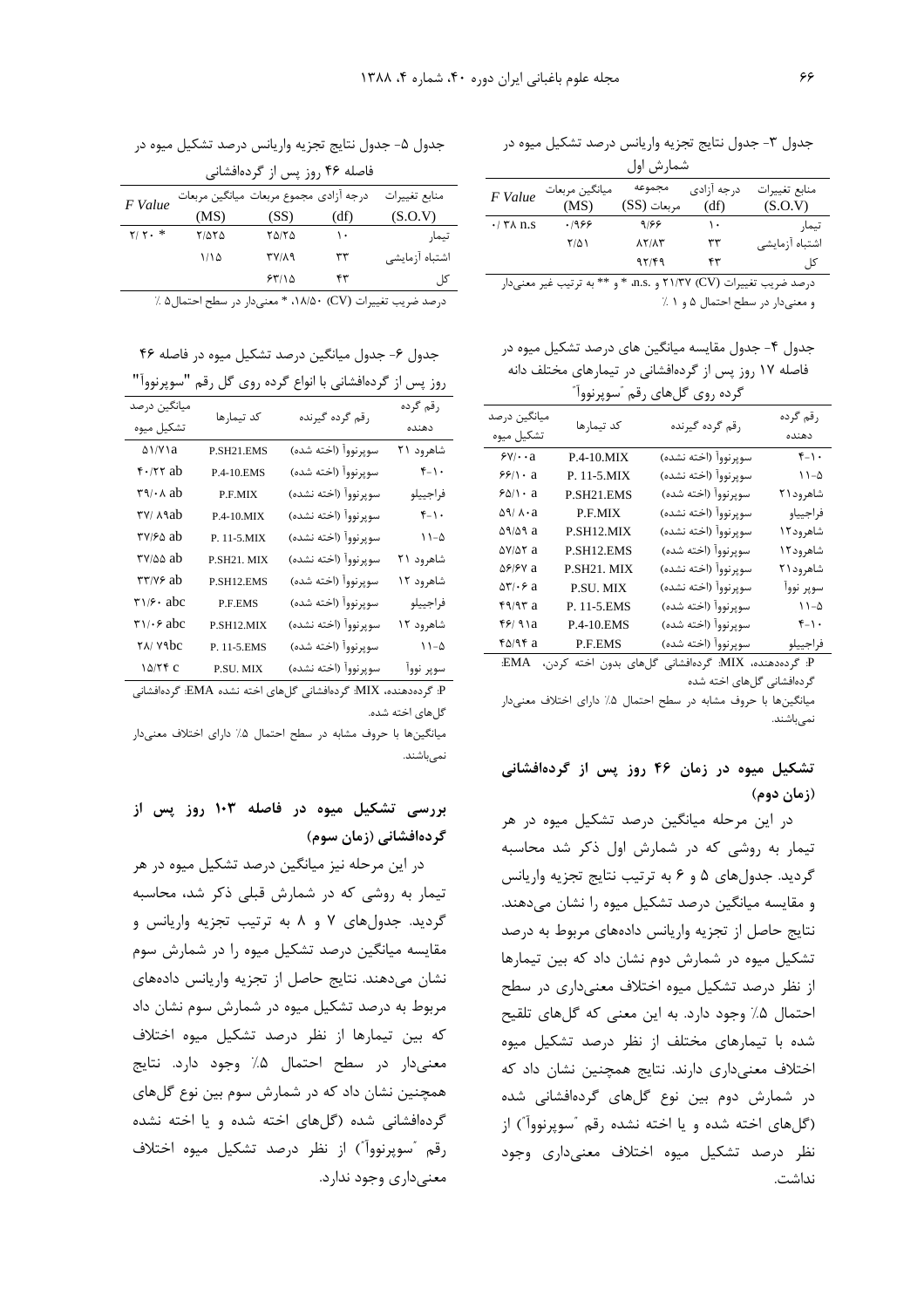جدول ۳- جدول نتایج تجزیه واریانس درصد تشکیل میوه در شمارش اول

| منابع تغییرات (S.O.V) | درجه آزادی (df) | مجموع مربعات (SS) | میانگین مربعات (MS) | *F Value* |
|---|---|---|---|---|
| تیمار | ۱۰ | ۹/۶۶ | ۰/۹۶۶ | ۰/۳۸ n.s |
| اشتباه آزمایشی | ۳۳ | ۸۲/۸۳ | ۲/۵۱ | |
| کل | ۴۳ | ۹۲/۴۹ | | |

درصد ضریب تغییرات (CV) ۲۱/۳۷ و n.s، * و ** به ترتیب غیر معنی‌دار و معنی‌دار در سطح احتمال ۵ و ۱ ٪

جدول ۴- جدول مقایسه میانگین های درصد تشکیل میوه در فاصله ۱۷ روز پس از گرده‌افشانی در تیمارهای مختلف دانه گرده روی گل‌های رقم "سوپرنووآ"

| رقم گرده دهنده | رقم گرده گیرنده | کد تیمارها | میانگین درصد تشکیل میوه |
|---|---|---|---|
| ۴-۱۰ | سوپرنووآ (اخته نشده) | P.4-10.MIX | ۶۷/۰۰a |
| ۱۱-۵ | سوپرنووآ (اخته نشده) | P. 11-5.MIX | ۶۶/۱۰ a |
| شاهرود۲۱ | سوپرنووآ (اخته شده) | P.SH21.EMS | ۶۵/۱۰ a |
| فراجیباو | سوپرنووآ (اخته نشده) | P.F.MIX | ۵۹/ ۸۰a |
| شاهرود۱۲ | سوپرنووآ (اخته نشده) | P.SH12.MIX | ۵۹/۵۹ a |
| شاهرود۱۲ | سوپرنووآ (اخته شده) | P.SH12.EMS | ۵۷/۵۲ a |
| شاهرود۲۱ | سوپرنووآ (اخته نشده) | P.SH21. MIX | ۵۶/۶۷ a |
| سوپر نووآ | سوپرنووآ (اخته نشده) | P.SU. MIX | ۵۳/۰۶ a |
| ۱۱-۵ | سوپرنووآ (اخته شده) | P. 11-5.EMS | ۴۹/۹۳ a |
| ۴-۱۰ | سوپرنووآ (اخته شده) | P.4-10.EMS | ۴۶/ ۹۱a |
| فراجیباو | سوپرنووآ (اخته شده) | P.F.EMS | ۴۵/۹۴ a |

P: گرده‌دهنده، MIX: گرده‌افشانی گل‌های بدون اخته کردن، EMA: گرده‌افشانی گل‌های اخته شده

میانگین‌ها با حروف مشابه در سطح احتمال ۵٪ دارای اختلاف معنی‌دار نمی‌باشند.

## تشکیل میوه در زمان ۴۶ روز پس از گرده‌افشانی (زمان دوم)

در این مرحله میانگین درصد تشکیل میوه در هر تیمار به روشی که در شمارش اول ذکر شد محاسبه گردید. جدول‌های ۵ و ۶ به ترتیب نتایج تجزیه واریانس و مقایسه میانگین درصد تشکیل میوه را نشان می‌دهند. نتایج حاصل از تجزیه واریانس داده‌های مربوط به درصد تشکیل میوه در شمارش دوم نشان داد که بین تیمارها از نظر درصد تشکیل میوه اختلاف معنی‌داری در سطح احتمال ۵٪ وجود دارد. به این معنی که گل‌های تلقیح شده با تیمارهای مختلف از نظر درصد تشکیل میوه اختلاف معنی‌داری دارند. نتایج همچنین نشان داد که در شمارش دوم بین نوع گل‌های گرده‌افشانی شده (گل‌های اخته شده و یا اخته نشده رقم "سوپرنووآ") از نظر درصد تشکیل میوه اختلاف معنی‌داری وجود نداشت.

جدول ۵- جدول نتایج تجزیه واریانس درصد تشکیل میوه در فاصله ۴۶ روز پس از گرده‌افشانی

| منابع تغییرات (S.O.V) | درجه آزادی (df) | مجموع مربعات (SS) | میانگین مربعات (MS) | *F Value* |
|---|---|---|---|---|
| تیمار | ۱۰ | ۲۵/۲۵ | ۲/۵۲۵ | ۲/ ۲۰ * |
| اشتباه آزمایشی | ۳۳ | ۳۷/۸۹ | ۱/۱۵ | |
| کل | ۴۳ | ۶۳/۱۵ | | |

درصد ضریب تغییرات (CV) ۱۸/۵۰، * معنی‌دار در سطح احتمال۵ ٪

جدول ۶- جدول میانگین درصد تشکیل میوه در فاصله ۴۶ روز پس از گرده‌افشانی با انواع گرده روی گل رقم "سوپرنووآ"

| رقم گرده دهنده | رقم گرده گیرنده | کد تیمارها | میانگین درصد تشکیل میوه |
|---|---|---|---|
| شاهرود ۲۱ | سوپرنووآ (اخته شده) | P.SH21.EMS | ۵۱/۷۱a |
| ۴-۱۰ | سوپرنووآ (اخته شده) | P.4-10.EMS | ۴۰/۲۲ ab |
| فراجیبلو | سوپرنووآ (اخته نشده) | P.F.MIX | ۳۹/۰۸ ab |
| ۴-۱۰ | سوپرنووآ (اخته نشده) | P.4-10.MIX | ۳۷/ ۸۹ab |
| ۱۱-۵ | سوپرنووآ (اخته نشده) | P. 11-5.MIX | ۳۷/۶۵ ab |
| شاهرود ۲۱ | سوپرنووآ (اخته نشده) | P.SH21. MIX | ۳۷/۵۵ ab |
| شاهرود ۱۲ | سوپرنووآ (اخته شده) | P.SH12.EMS | ۳۳/۷۶ ab |
| فراجیبلو | سوپرنووآ (اخته شده) | P.F.EMS | ۳۱/۶۰ abc |
| شاهرود ۱۲ | سوپرنووآ (اخته نشده) | P.SH12.MIX | ۳۱/۰۶ abc |
| ۱۱-۵ | سوپرنووآ (اخته شده) | P. 11-5.EMS | ۲۸/ ۷۹bc |
| سوپر نووآ | سوپرنووآ (اخته نشده) | P.SU. MIX | ۱۵/۲۴ c |

P: گرده‌دهنده، MIX: گرده‌افشانی گل‌های اخته نشده EMA: گرده‌افشانی گل‌های اخته شده.

میانگین‌ها با حروف مشابه در سطح احتمال ۵٪ دارای اختلاف معنی‌دار نمی‌باشند.

## بررسی تشکیل میوه در فاصله ۱۰۳ روز پس از گرده‌افشانی (زمان سوم)

در این مرحله نیز میانگین درصد تشکیل میوه در هر تیمار به روشی که در شمارش قبلی ذکر شد، محاسبه گردید. جدول‌های ۷ و ۸ به ترتیب تجزیه واریانس و مقایسه میانگین درصد تشکیل میوه را در شمارش سوم نشان می‌دهند. نتایج حاصل از تجزیه واریانس داده‌های مربوط به درصد تشکیل میوه در شمارش سوم نشان داد که بین تیمارها از نظر درصد تشکیل میوه اختلاف معنی‌دار در سطح احتمال ۵٪ وجود دارد. نتایج همچنین نشان داد که در شمارش سوم بین نوع گل‌های گرده‌افشانی شده (گل‌های اخته شده و یا اخته نشده رقم "سوپرنووآ") از نظر درصد تشکیل میوه اختلاف معنی‌داری وجود ندارد.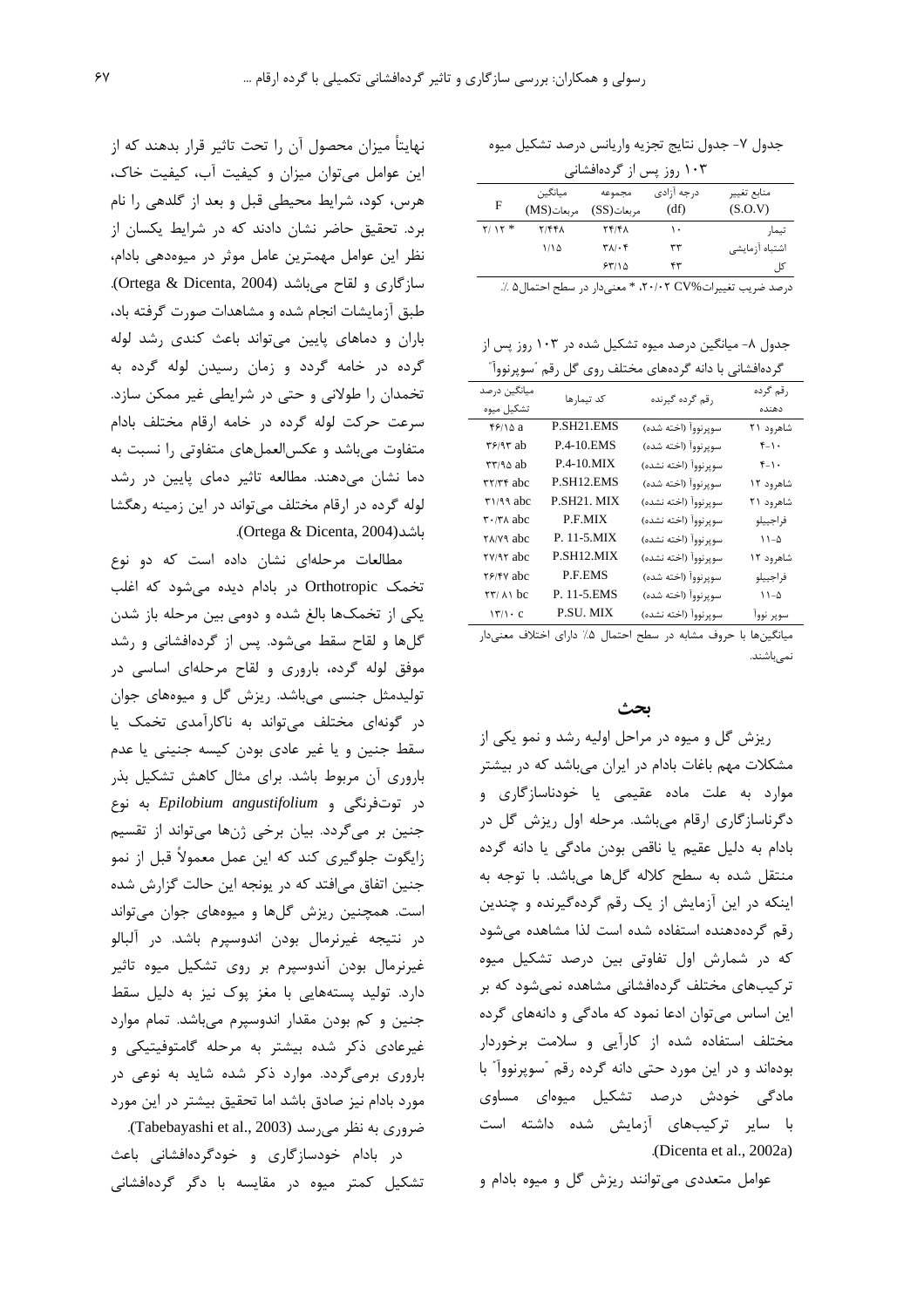جدول ۷- جدول نتایج تجزیه واریانس درصد تشکیل میوه ۱۰۳ روز پس از گرده‌افشانی

| منابع تغییر (S.O.V) | درجه آزادی (df) | مجموعه مربعات(SS) | میانگین مربعات(MS) | F |
|---|---|---|---|---|
| تیمار | ۱۰ | ۲۴/۴۸ | ۲/۴۴۸ | ۲/۱۲ * |
| اشتباه آزمایشی | ۳۳ | ۳۸/۰۴ | ۱/۱۵ | |
| کل | ۴۳ | ۶۳/۱۵ | | |

درصد ضریب تغییرات CV% ۲۰/۰۲، * معنی‌دار در سطح احتمال ۵ ٪.

جدول ۸- میانگین درصد میوه تشکیل شده در ۱۰۳ روز پس از گرده‌افشانی با دانه گرده‌های مختلف روی گل رقم "سوپرنووا"

| رقم گرده دهنده | رقم گرده گیرنده | کد تیمارها | میانگین درصد تشکیل میوه |
|---|---|---|---|
| شاهرود ۲۱ | سوپرنووا (اخته شده) | P.SH21.EMS | ۴۶/۱۵ a |
| ۴-۱۰ | سوپرنووا (اخته شده) | P.4-10.EMS | ۳۶/۹۳ ab |
| ۴-۱۰ | سوپرنووا (اخته نشده) | P.4-10.MIX | ۳۳/۹۵ ab |
| شاهرود ۱۲ | سوپرنووا (اخته شده) | P.SH12.EMS | ۳۲/۳۴ abc |
| شاهرود ۲۱ | سوپرنووا (اخته نشده) | P.SH21. MIX | ۳۱/۹۹ abc |
| فراجیلیو | سوپرنووا (اخته نشده) | P.F.MIX | ۳۰/۳۸ abc |
| ۱۱-۵ | سوپرنووا (اخته نشده) | P. 11-5.MIX | ۲۸/۷۹ abc |
| شاهرود ۱۲ | سوپرنووا (اخته نشده) | P.SH12.MIX | ۲۷/۹۲ abc |
| فراجیلیو | سوپرنووا (اخته شده) | P.F.EMS | ۲۶/۴۷ abc |
| ۱۱-۵ | سوپرنووا (اخته شده) | P. 11-5.EMS | ۲۳/۸۱ bc |
| سوپر نووا | سوپرنووا (اخته نشده) | P.SU. MIX | ۱۳/۱۰ c |

میانگین‌ها با حروف مشابه در سطح احتمال ۵٪ دارای اختلاف معنی‌دار نمی‌باشند.

## بحث

ریزش گل و میوه در مراحل اولیه رشد و نمو یکی از مشکلات مهم باغات بادام در ایران می‌باشد که در بیشتر موارد به علت ماده عقیمی یا خودناسازگاری و دگرناسازگاری ارقام می‌باشد. مرحله اول ریزش گل در بادام به دلیل عقیم یا ناقص بودن مادگی یا دانه گرده منتقل شده به سطح کلاله گل‌ها می‌باشد. با توجه به اینکه در این آزمایش از یک رقم گرده‌گیرنده و چندین رقم گرده‌دهنده استفاده شده است لذا مشاهده می‌شود که در شمارش اول تفاوتی بین درصد تشکیل میوه ترکیب‌های مختلف گرده‌افشانی مشاهده نمی‌شود که بر این اساس می‌توان ادعا نمود که مادگی و دانه‌های گرده مختلف استفاده شده از کارآیی و سلامت برخوردار بوده‌اند و در این مورد حتی دانه گرده رقم "سوپرنووا" با مادگی خودش درصد تشکیل میوه‌ای مساوی با سایر ترکیب‌های آزمایش شده داشته است (Dicenta et al., 2002a).

عوامل متعددی می‌توانند ریزش گل و میوه بادام و نهایتاً میزان محصول آن را تحت تاثیر قرار بدهند که از این عوامل می‌توان میزان و کیفیت آب، کیفیت خاک، هرس، کود، شرایط محیطی قبل و بعد از گلدهی را نام برد. تحقیق حاضر نشان دادند که در شرایط یکسان از نظر این عوامل مهمترین عامل موثر در میوه‌دهی بادام، سازگاری و لقاح می‌باشد (Ortega & Dicenta, 2004). طبق آزمایشات انجام شده و مشاهدات صورت گرفته باد، باران و دماهای پایین می‌تواند باعث کندی رشد لوله گرده در خامه گردد و زمان رسیدن لوله گرده به تخمدان را طولانی و حتی در شرایطی غیر ممکن سازد. سرعت حرکت لوله گرده در خامه ارقام مختلف بادام متفاوت می‌باشد و عکس‌العمل‌های متفاوتی را نسبت به دما نشان می‌دهند. مطالعه تاثیر دمای پایین در رشد لوله گرده در ارقام مختلف می‌تواند در این زمینه رهگشا باشد(Ortega & Dicenta, 2004).

مطالعات مرحله‌ای نشان داده است که دو نوع تخمک Orthotropic در بادام دیده می‌شود که اغلب یکی از تخمک‌ها بالغ شده و دومی بین مرحله باز شدن گل‌ها و لقاح سقط می‌شود. پس از گرده‌افشانی و رشد موفق لوله گرده، باروری و لقاح مرحله‌ای اساسی در تولیدمثل جنسی می‌باشد. ریزش گل و میوه‌های جوان در گونه‌ای مختلف می‌تواند به ناکارآمدی تخمک یا سقط جنین و یا غیر عادی بودن کیسه جنینی یا عدم باروری آن مربوط باشد. برای مثال کاهش تشکیل بذر در توت‌فرنگی و *Epilobium angustifolium* به نوع جنین بر می‌گردد. بیان برخی ژن‌ها می‌تواند از تقسیم زایگوت جلوگیری کند که این عمل معمولاً قبل از نمو جنین اتفاق می‌افتد که در یونجه این حالت گزارش شده است. همچنین ریزش گل‌ها و میوه‌های جوان می‌تواند در نتیجه غیرنرمال بودن اندوسپرم باشد. در آلبالو غیرنرمال بودن آندوسپرم بر روی تشکیل میوه تاثیر دارد. تولید پسته‌هایی با مغز پوک نیز به دلیل سقط جنین و کم بودن مقدار اندوسپرم می‌باشد. تمام موارد غیرعادی ذکر شده بیشتر به مرحله گامتوفیتیکی و باروری برمی‌گردد. موارد ذکر شده شاید به نوعی در مورد بادام نیز صادق باشد اما تحقیق بیشتر در این مورد ضروری به نظر می‌رسد (Tabebayashi et al., 2003).

در بادام خودسازگاری و خودگرده‌افشانی باعث تشکیل کمتر میوه در مقایسه با دگر گرده‌افشانی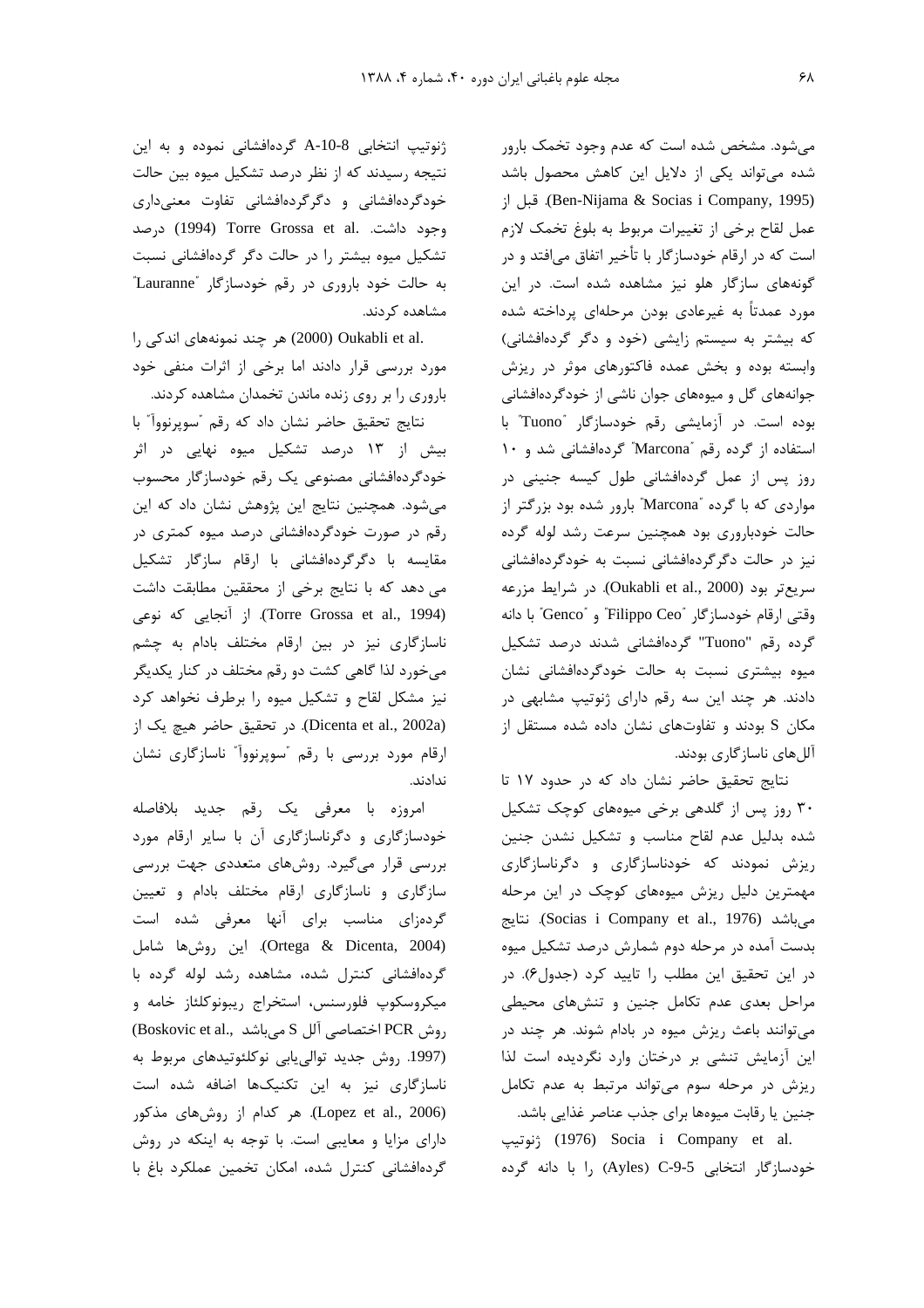می‌شود. مشخص شده است که عدم وجود تخمک بارور شده می‌تواند یکی از دلایل این کاهش محصول باشد (Ben-Nijama & Socias i Company, 1995). قبل از عمل لقاح برخی از تغییرات مربوط به بلوغ تخمک لازم است که در ارقام خودسازگار با تأخیر اتفاق می‌افتد و در گونه‌های سازگار هلو نیز مشاهده شده است. در این مورد عمدتاً به غیرعادی بودن مرحله‌ای پرداخته شده که بیشتر به سیستم زایشی (خود و دگر گرده‌افشانی) وابسته بوده و بخش عمده فاکتورهای موثر در ریزش جوانه‌های گل و میوه‌های جوان ناشی از خودگرده‌افشانی بوده است. در آزمایشی رقم خودسازگار "Tuono" با استفاده از گرده رقم "Marcona" گرده‌افشانی شد و ۱۰ روز پس از عمل گرده‌افشانی طول کیسه جنینی در مواردی که با گرده "Marcona" بارور شده بود بزرگتر از حالت خودباروری بود همچنین سرعت رشد لوله گرده نیز در حالت دگرگرده‌افشانی نسبت به خودگرده‌افشانی سریع‌تر بود (Oukabli et al., 2000). در شرایط مزرعه وقتی ارقام خودسازگار "Filippo Ceo" و "Genco" با دانه گرده رقم "Tuono" گرده‌افشانی شدند درصد تشکیل میوه بیشتری نسبت به حالت خودگرده‌افشانی نشان دادند. هر چند این سه رقم دارای ژنوتیپ مشابهی در مکان S بودند و تفاوت‌های نشان داده شده مستقل از آلل‌های ناسازگاری بودند.

نتایج تحقیق حاضر نشان داد که در حدود ۱۷ تا ۳۰ روز پس از گلدهی برخی میوه‌های کوچک تشکیل شده بدلیل عدم لقاح مناسب و تشکیل نشدن جنین ریزش نمودند که خودناسازگاری و دگرناسازگاری مهمترین دلیل ریزش میوه‌های کوچک در این مرحله می‌باشد (Socias i Company et al., 1976). نتایج بدست آمده در مرحله دوم شمارش درصد تشکیل میوه در این تحقیق این مطلب را تایید کرد (جدول۶). در مراحل بعدی عدم تکامل جنین و تنش‌های محیطی می‌توانند باعث ریزش میوه در بادام شوند. هر چند در این آزمایش تنشی بر درختان وارد نگردیده است لذا ریزش در مرحله سوم می‌تواند مرتبط به عدم تکامل جنین یا رقابت میوه‌ها برای جذب عناصر غذایی باشد.

Socia i Company et al. (1976) ژنوتیپ خودسازگار انتخابی C-9-5 (Ayles) را با دانه گرده ژنوتیپ انتخابی A-10-8 گرده‌افشانی نموده و به این نتیجه رسیدند که از نظر درصد تشکیل میوه بین حالت خودگرده‌افشانی و دگرگرده‌افشانی تفاوت معنی‌داری وجود داشت. Torre Grossa et al. (1994) درصد تشکیل میوه بیشتر را در حالت دگر گرده‌افشانی نسبت به حالت خود باروری در رقم خودسازگار "Lauranne" مشاهده کردند.

Oukabli et al. (2000) هر چند نمونه‌های اندکی را مورد بررسی قرار دادند اما برخی از اثرات منفی خود باروری را بر روی زنده ماندن تخمدان مشاهده کردند.

نتایج تحقیق حاضر نشان داد که رقم "سوپرنووا" با بیش از ۱۳ درصد تشکیل میوه نهایی در اثر خودگرده‌افشانی مصنوعی یک رقم خودسازگار محسوب می‌شود. همچنین نتایج این پژوهش نشان داد که این رقم در صورت خودگرده‌افشانی درصد میوه کمتری در مقایسه با دگرگرده‌افشانی با ارقام سازگار تشکیل می دهد که با نتایج برخی از محققین مطابقت داشت (Torre Grossa et al., 1994). از آنجایی که نوعی ناسازگاری نیز در بین ارقام مختلف بادام به چشم می‌خورد لذا گاهی کشت دو رقم مختلف در کنار یکدیگر نیز مشکل لقاح و تشکیل میوه را برطرف نخواهد کرد (Dicenta et al., 2002a). در تحقیق حاضر هیچ یک از ارقام مورد بررسی با رقم "سوپرنووا" ناسازگاری نشان ندادند.

امروزه با معرفی یک رقم جدید بلافاصله خودسازگاری و دگرناسازگاری آن با سایر ارقام مورد بررسی قرار می‌گیرد. روش‌های متعددی جهت بررسی سازگاری و ناسازگاری ارقام مختلف بادام و تعیین گرده‌زای مناسب برای آنها معرفی شده است (Ortega & Dicenta, 2004). این روش‌ها شامل گرده‌افشانی کنترل شده، مشاهده رشد لوله گرده با میکروسکوپ فلورسنس، استخراج ریبونوکلئاز خامه و روش PCR اختصاصی آلل S می‌باشد (Boskovic et al., 1997). روش جدید توالی‌یابی نوکلئوتیدهای مربوط به ناسازگاری نیز به این تکنیک‌ها اضافه شده است (Lopez et al., 2006). هر کدام از روش‌های مذکور دارای مزایا و معایبی است. با توجه به اینکه در روش گرده‌افشانی کنترل شده، امکان تخمین عملکرد باغ با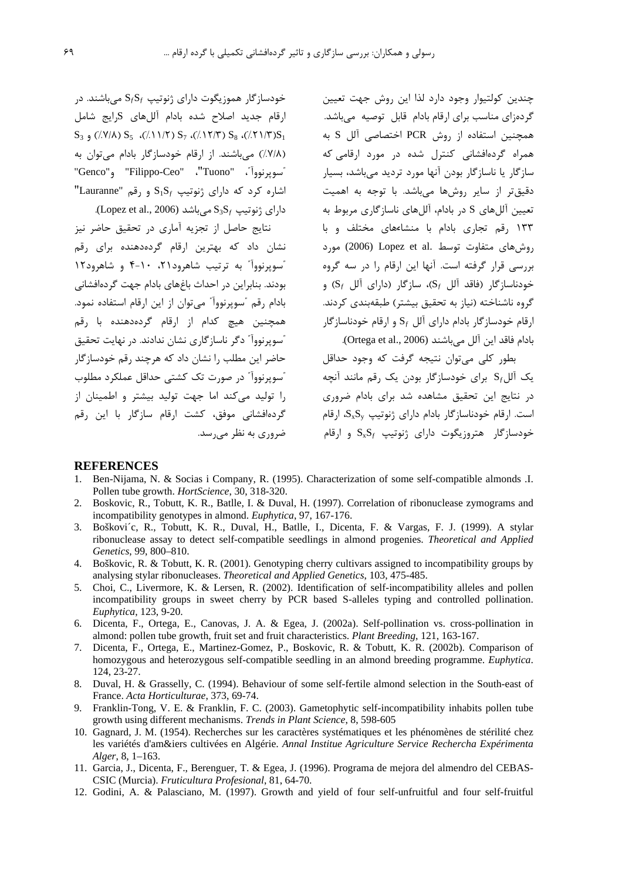چندین کولتیوار وجود دارد لذا این روش جهت تعیین گرده‌زای مناسب برای ارقام بادام قابل توصیه می‌باشد. همچنین استفاده از روش PCR اختصاصی آلل S به همراه گرده‌افشانی کنترل شده در مورد ارقامی که سازگار یا ناسازگار بودن آنها مورد تردید می‌باشد، بسیار دقیق‌تر از سایر روش‌ها می‌باشد. با توجه به اهمیت تعیین آلل‌های S در بادام، آلل‌های ناسازگاری مربوط به ۱۳۳ رقم تجاری بادام با منشاءهای مختلف و با روش‌های متفاوت توسط Lopez et al. (2006) مورد بررسی قرار گرفته است. آنها این ارقام را در سه گروه خودناسازگار (فاقد آلل $S_f$)، سازگار (دارای آلل $S_f$) و گروه ناشناخته (نیاز به تحقیق بیشتر) طبقه‌بندی کردند. ارقام خودسازگار بادام دارای آلل $S_f$ و ارقام خودناسازگار بادام فاقد این آلل می‌باشند (Ortega et al., 2006).

بطور کلی می‌توان نتیجه گرفت که وجود حداقل یک آلل $S_f$ برای خودسازگار بودن یک رقم مانند آنچه در نتایج این تحقیق مشاهده شد برای بادام ضروری است. ارقام خودناسازگار بادام دارای ژنوتیپ $S_xS_y$، ارقام خودسازگار هتروزیگوت دارای ژنوتیپ $S_xS_f$ و ارقام خودسازگار هموزیگوت دارای ژنوتیپ $S_fS_f$ می‌باشند. در ارقام جدید اصلاح شده بادام آلل‌های Sرایج شامل $S_1$(٪۲۱/۳) $S_8$ (٪۱۲/۳)، $S_7$ (٪۱۱/۲)، $S_5$ (٪۷/۸) و $S_3$ (٪۷/۸) می‌باشند. از ارقام خودسازگار بادام می‌توان به "سوپرنووا"، "Tuono"، "Filippo-Ceo" و"Genco" اشاره کرد که دارای ژنوتیپ $S_1S_f$ و رقم "Lauranne" دارای ژنوتیپ $S_3S_f$ می‌باشد (Lopez et al., 2006).

نتایج حاصل از تجزیه آماری در تحقیق حاضر نیز نشان داد که بهترین ارقام گرده‌دهنده برای رقم "سوپرنووا" به ترتیب شاهرود۲۱، ۱۰-۴ و شاهرود۱۲ بودند. بنابراین در احداث باغ‌های بادام جهت گرده‌افشانی بادام رقم "سوپرنووا" می‌توان از این ارقام استفاده نمود. همچنین هیچ کدام از ارقام گرده‌دهنده با رقم "سوپرنووا" دگر ناسازگاری نشان ندادند. در نهایت تحقیق حاضر این مطلب را نشان داد که هرچند رقم خودسازگار "سوپرنووا" در صورت تک کشتی حداقل عملکرد مطلوب را تولید می‌کند اما جهت تولید بیشتر و اطمینان از گرده‌افشانی موفق، کشت ارقام سازگار با این رقم ضروری به نظر می‌رسد.

## REFERENCES

1. Ben-Nijama, N. & Socias i Company, R. (1995). Characterization of some self-compatible almonds .I. Pollen tube growth. *HortScience*, 30, 318-320.
2. Boskovic, R., Tobutt, K. R., Batlle, I. & Duval, H. (1997). Correlation of ribonuclease zymograms and incompatibility genotypes in almond. *Euphytica*, 97, 167-176.
3. Bošković, R., Tobutt, K. R., Duval, H., Batlle, I., Dicenta, F. & Vargas, F. J. (1999). A stylar ribonuclease assay to detect self-compatible seedlings in almond progenies. *Theoretical and Applied Genetics*, 99, 800–810.
4. Boškovic, R. & Tobutt, K. R. (2001). Genotyping cherry cultivars assigned to incompatibility groups by analysing stylar ribonucleases. *Theoretical and Applied Genetics*, 103, 475-485.
5. Choi, C., Livermore, K. & Lersen, R. (2002). Identification of self-incompatibility alleles and pollen incompatibility groups in sweet cherry by PCR based S-alleles typing and controlled pollination. *Euphytica*, 123, 9-20.
6. Dicenta, F., Ortega, E., Canovas, J. A. & Egea, J. (2002a). Self-pollination vs. cross-pollination in almond: pollen tube growth, fruit set and fruit characteristics. *Plant Breeding*, 121, 163-167.
7. Dicenta, F., Ortega, E., Martinez-Gomez, P., Boskovic, R. & Tobutt, K. R. (2002b). Comparison of homozygous and heterozygous self-compatible seedling in an almond breeding programme. *Euphytica*. 124, 23-27.
8. Duval, H. & Grasselly, C. (1994). Behaviour of some self-fertile almond selection in the South-east of France. *Acta Horticulturae*, 373, 69-74.
9. Franklin-Tong, V. E. & Franklin, F. C. (2003). Gametophytic self-incompatibility inhabits pollen tube growth using different mechanisms. *Trends in Plant Science*, 8, 598-605
10. Gagnard, J. M. (1954). Recherches sur les caractères systématiques et les phénomènes de stérilité chez les variétés d'am&iers cultivées en Algérie. *Annal Institue Agriculture Service Rechercha Expérimenta Alger*, 8, 1–163.
11. Garcia, J., Dicenta, F., Berenguer, T. & Egea, J. (1996). Programa de mejora del almendro del CEBAS-CSIC (Murcia). *Fruticultura Profesional*, 81, 64-70.
12. Godini, A. & Palasciano, M. (1997). Growth and yield of four self-unfruitful and four self-fruitful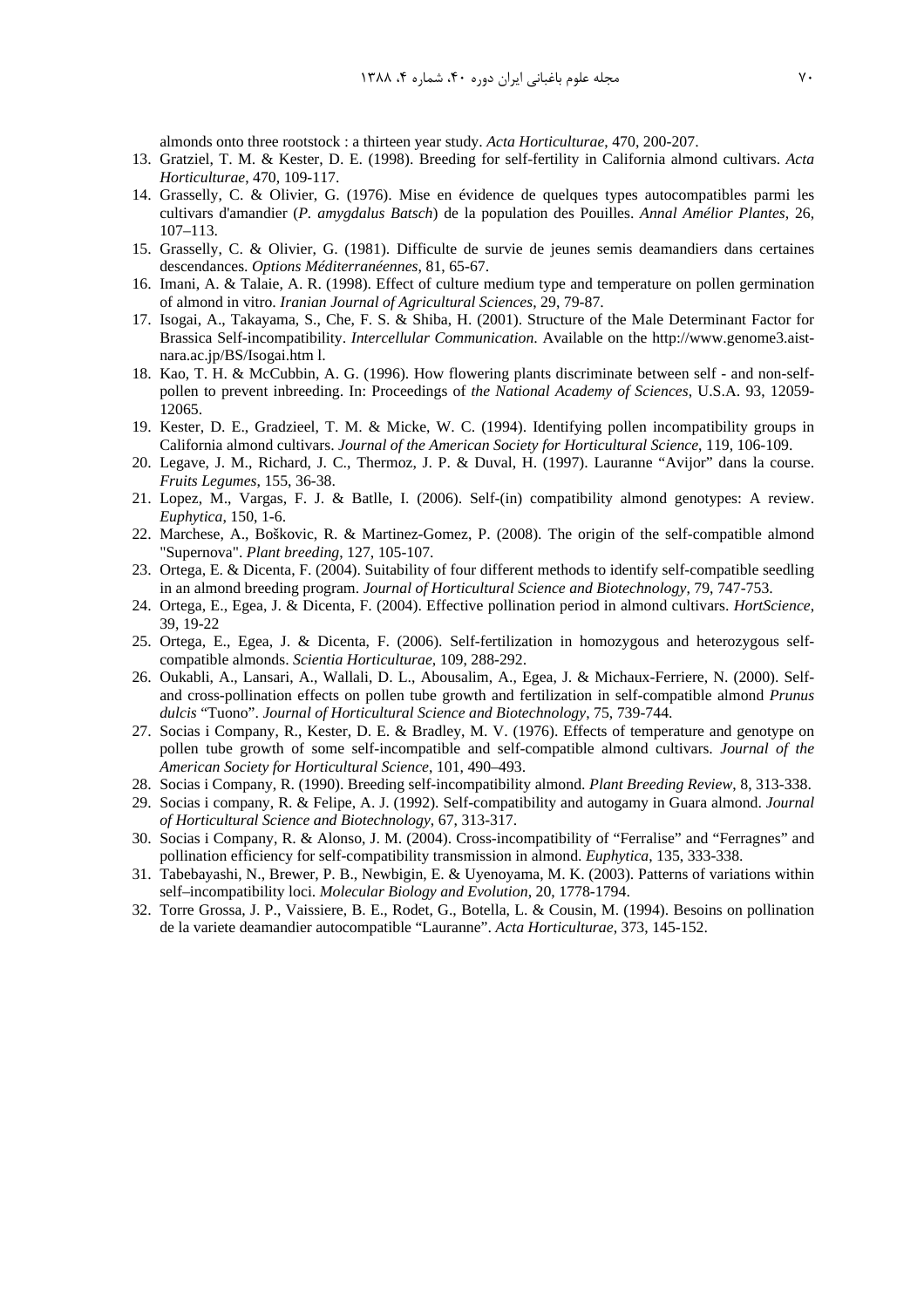almonds onto three rootstock : a thirteen year study. *Acta Horticulturae*, 470, 200-207.

13. Gratziel, T. M. & Kester, D. E. (1998). Breeding for self-fertility in California almond cultivars. *Acta Horticulturae*, 470, 109-117.
14. Grasselly, C. & Olivier, G. (1976). Mise en évidence de quelques types autocompatibles parmi les cultivars d'amandier (*P. amygdalus Batsch*) de la population des Pouilles. *Annal Amélior Plantes*, 26, 107–113.
15. Grasselly, C. & Olivier, G. (1981). Difficulte de survie de jeunes semis deamandiers dans certaines descendances. *Options Méditerranéennes*, 81, 65-67.
16. Imani, A. & Talaie, A. R. (1998). Effect of culture medium type and temperature on pollen germination of almond in vitro. *Iranian Journal of Agricultural Sciences*, 29, 79-87.
17. Isogai, A., Takayama, S., Che, F. S. & Shiba, H. (2001). Structure of the Male Determinant Factor for Brassica Self-incompatibility. *Intercellular Communication*. Available on the http://www.genome3.aist-nara.ac.jp/BS/Isogai.htm l.
18. Kao, T. H. & McCubbin, A. G. (1996). How flowering plants discriminate between self - and non-self-pollen to prevent inbreeding. In: Proceedings of *the National Academy of Sciences*, U.S.A. 93, 12059-12065.
19. Kester, D. E., Gradzieel, T. M. & Micke, W. C. (1994). Identifying pollen incompatibility groups in California almond cultivars. *Journal of the American Society for Horticultural Science*, 119, 106-109.
20. Legave, J. M., Richard, J. C., Thermoz, J. P. & Duval, H. (1997). Lauranne "Avijor" dans la course. *Fruits Legumes*, 155, 36-38.
21. Lopez, M., Vargas, F. J. & Batlle, I. (2006). Self-(in) compatibility almond genotypes: A review. *Euphytica*, 150, 1-6.
22. Marchese, A., Bošković, R. & Martinez-Gomez, P. (2008). The origin of the self-compatible almond "Supernova". *Plant breeding*, 127, 105-107.
23. Ortega, E. & Dicenta, F. (2004). Suitability of four different methods to identify self-compatible seedling in an almond breeding program. *Journal of Horticultural Science and Biotechnology*, 79, 747-753.
24. Ortega, E., Egea, J. & Dicenta, F. (2004). Effective pollination period in almond cultivars. *HortScience*, 39, 19-22
25. Ortega, E., Egea, J. & Dicenta, F. (2006). Self-fertilization in homozygous and heterozygous self-compatible almonds. *Scientia Horticulturae*, 109, 288-292.
26. Oukabli, A., Lansari, A., Wallali, D. L., Abousalim, A., Egea, J. & Michaux-Ferriere, N. (2000). Self-and cross-pollination effects on pollen tube growth and fertilization in self-compatible almond *Prunus dulcis* "Tuono". *Journal of Horticultural Science and Biotechnology*, 75, 739-744.
27. Socias i Company, R., Kester, D. E. & Bradley, M. V. (1976). Effects of temperature and genotype on pollen tube growth of some self-incompatible and self-compatible almond cultivars. *Journal of the American Society for Horticultural Science*, 101, 490–493.
28. Socias i Company, R. (1990). Breeding self-incompatibility almond. *Plant Breeding Review*, 8, 313-338.
29. Socias i company, R. & Felipe, A. J. (1992). Self-compatibility and autogamy in Guara almond. *Journal of Horticultural Science and Biotechnology*, 67, 313-317.
30. Socias i Company, R. & Alonso, J. M. (2004). Cross-incompatibility of "Ferralise" and "Ferragnes" and pollination efficiency for self-compatibility transmission in almond. *Euphytica*, 135, 333-338.
31. Tabebayashi, N., Brewer, P. B., Newbigin, E. & Uyenoyama, M. K. (2003). Patterns of variations within self–incompatibility loci. *Molecular Biology and Evolution*, 20, 1778-1794.
32. Torre Grossa, J. P., Vaissiere, B. E., Rodet, G., Botella, L. & Cousin, M. (1994). Besoins on pollination de la variete deamandier autocompatible "Lauranne". *Acta Horticulturae*, 373, 145-152.